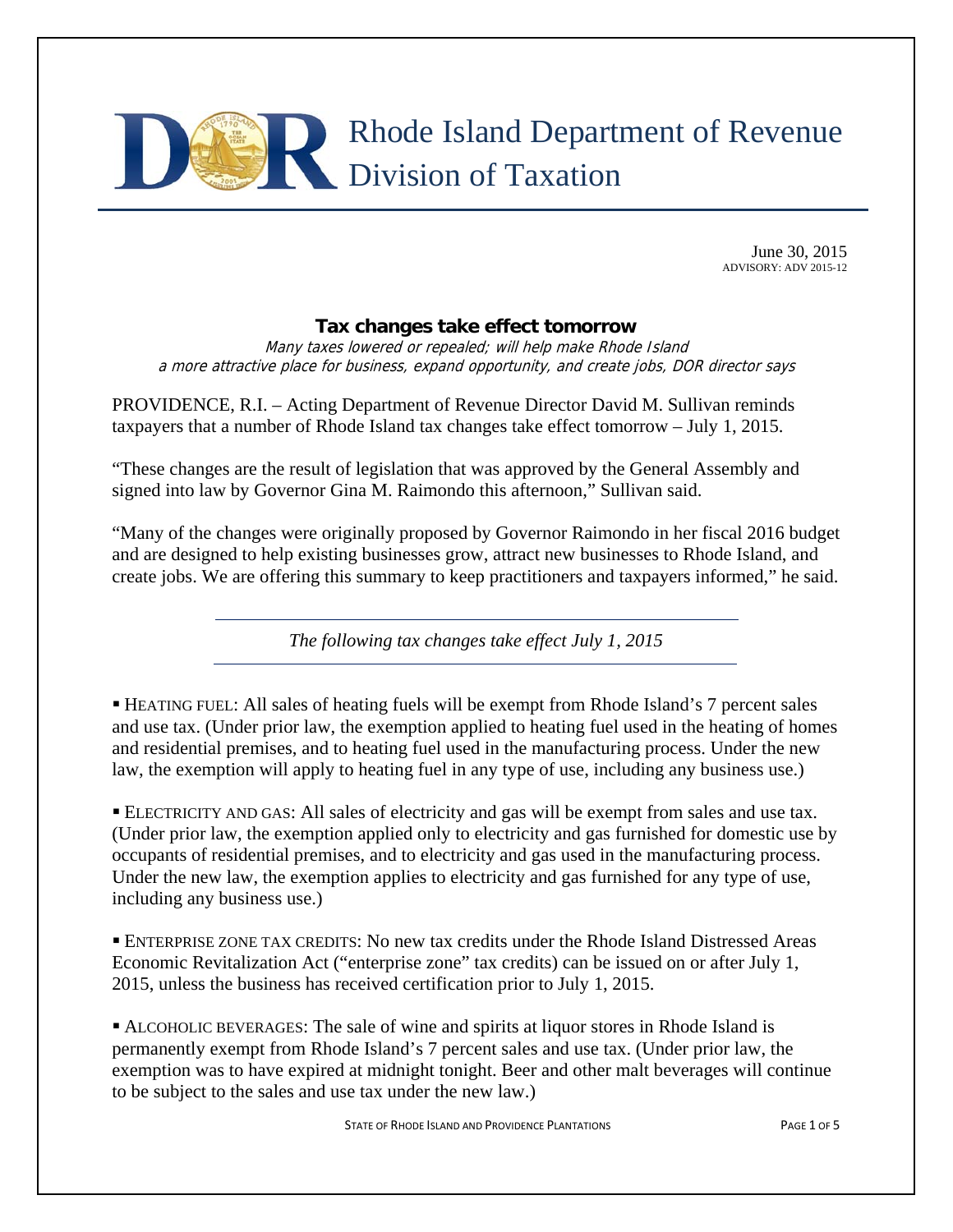# Rhode Island Department of Revenue Division of Taxation

June 30, 2015
ADVISORY: ADV 2015-12

## Tax changes take effect tomorrow

*Many taxes lowered or repealed; will help make Rhode Island a more attractive place for business, expand opportunity, and create jobs, DOR director says*

PROVIDENCE, R.I. – Acting Department of Revenue Director David M. Sullivan reminds taxpayers that a number of Rhode Island tax changes take effect tomorrow – July 1, 2015.

"These changes are the result of legislation that was approved by the General Assembly and signed into law by Governor Gina M. Raimondo this afternoon," Sullivan said.

"Many of the changes were originally proposed by Governor Raimondo in her fiscal 2016 budget and are designed to help existing businesses grow, attract new businesses to Rhode Island, and create jobs. We are offering this summary to keep practitioners and taxpayers informed," he said.

*The following tax changes take effect July 1, 2015*

- HEATING FUEL: All sales of heating fuels will be exempt from Rhode Island's 7 percent sales and use tax. (Under prior law, the exemption applied to heating fuel used in the heating of homes and residential premises, and to heating fuel used in the manufacturing process. Under the new law, the exemption will apply to heating fuel in any type of use, including any business use.)

- ELECTRICITY AND GAS: All sales of electricity and gas will be exempt from sales and use tax. (Under prior law, the exemption applied only to electricity and gas furnished for domestic use by occupants of residential premises, and to electricity and gas used in the manufacturing process. Under the new law, the exemption applies to electricity and gas furnished for any type of use, including any business use.)

- ENTERPRISE ZONE TAX CREDITS: No new tax credits under the Rhode Island Distressed Areas Economic Revitalization Act ("enterprise zone" tax credits) can be issued on or after July 1, 2015, unless the business has received certification prior to July 1, 2015.

- ALCOHOLIC BEVERAGES: The sale of wine and spirits at liquor stores in Rhode Island is permanently exempt from Rhode Island's 7 percent sales and use tax. (Under prior law, the exemption was to have expired at midnight tonight. Beer and other malt beverages will continue to be subject to the sales and use tax under the new law.)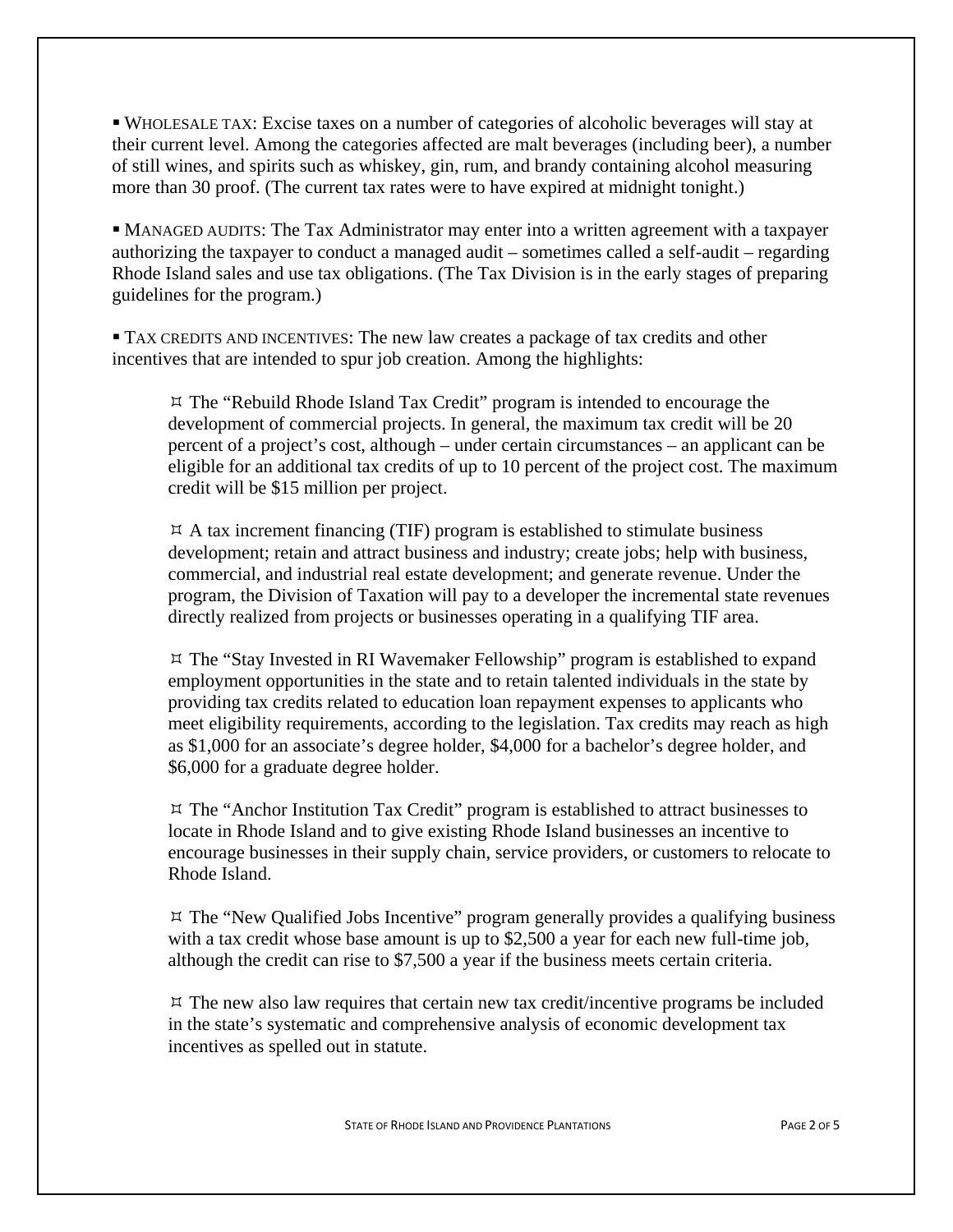- WHOLESALE TAX: Excise taxes on a number of categories of alcoholic beverages will stay at their current level. Among the categories affected are malt beverages (including beer), a number of still wines, and spirits such as whiskey, gin, rum, and brandy containing alcohol measuring more than 30 proof. (The current tax rates were to have expired at midnight tonight.)

- MANAGED AUDITS: The Tax Administrator may enter into a written agreement with a taxpayer authorizing the taxpayer to conduct a managed audit – sometimes called a self-audit – regarding Rhode Island sales and use tax obligations. (The Tax Division is in the early stages of preparing guidelines for the program.)

- TAX CREDITS AND INCENTIVES: The new law creates a package of tax credits and other incentives that are intended to spur job creation. Among the highlights:

  - The "Rebuild Rhode Island Tax Credit" program is intended to encourage the development of commercial projects. In general, the maximum tax credit will be 20 percent of a project's cost, although – under certain circumstances – an applicant can be eligible for an additional tax credits of up to 10 percent of the project cost. The maximum credit will be $15 million per project.

  - A tax increment financing (TIF) program is established to stimulate business development; retain and attract business and industry; create jobs; help with business, commercial, and industrial real estate development; and generate revenue. Under the program, the Division of Taxation will pay to a developer the incremental state revenues directly realized from projects or businesses operating in a qualifying TIF area.

  - The "Stay Invested in RI Wavemaker Fellowship" program is established to expand employment opportunities in the state and to retain talented individuals in the state by providing tax credits related to education loan repayment expenses to applicants who meet eligibility requirements, according to the legislation. Tax credits may reach as high as $1,000 for an associate's degree holder, $4,000 for a bachelor's degree holder, and $6,000 for a graduate degree holder.

  - The "Anchor Institution Tax Credit" program is established to attract businesses to locate in Rhode Island and to give existing Rhode Island businesses an incentive to encourage businesses in their supply chain, service providers, or customers to relocate to Rhode Island.

  - The "New Qualified Jobs Incentive" program generally provides a qualifying business with a tax credit whose base amount is up to $2,500 a year for each new full-time job, although the credit can rise to $7,500 a year if the business meets certain criteria.

  - The new also law requires that certain new tax credit/incentive programs be included in the state's systematic and comprehensive analysis of economic development tax incentives as spelled out in statute.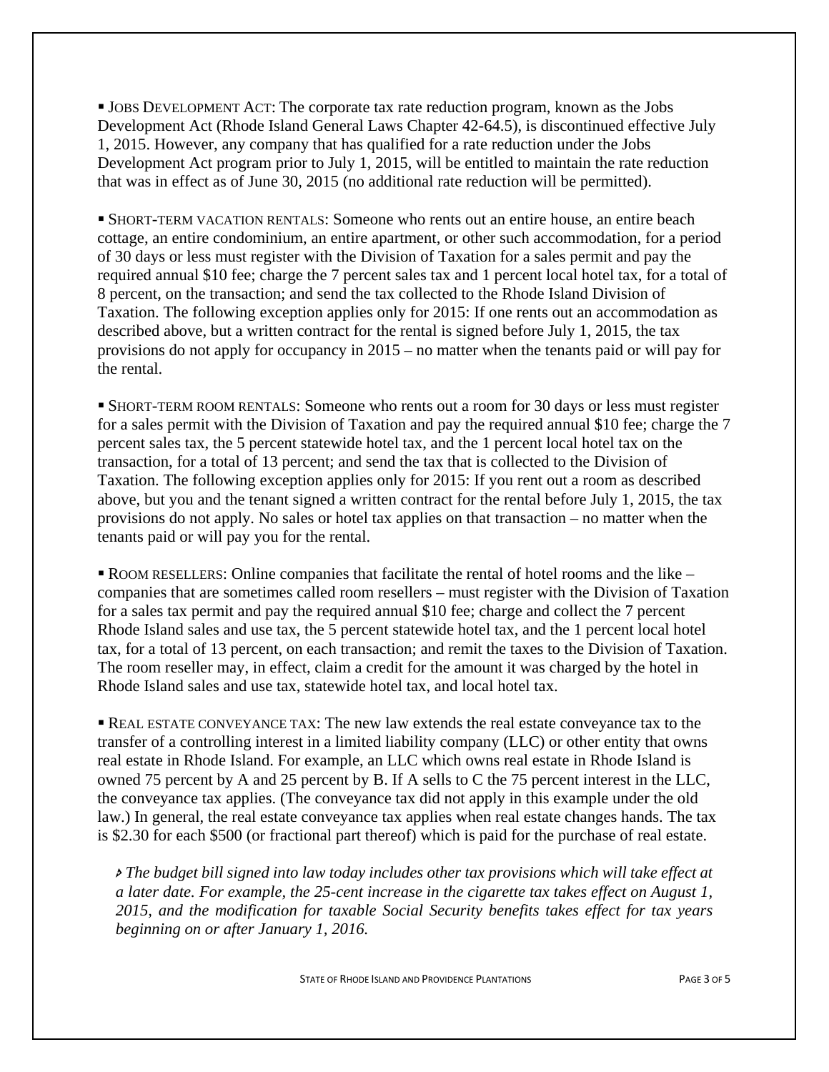- **Jobs Development Act**: The corporate tax rate reduction program, known as the Jobs Development Act (Rhode Island General Laws Chapter 42-64.5), is discontinued effective July 1, 2015. However, any company that has qualified for a rate reduction under the Jobs Development Act program prior to July 1, 2015, will be entitled to maintain the rate reduction that was in effect as of June 30, 2015 (no additional rate reduction will be permitted).

- **Short-term vacation rentals**: Someone who rents out an entire house, an entire beach cottage, an entire condominium, an entire apartment, or other such accommodation, for a period of 30 days or less must register with the Division of Taxation for a sales permit and pay the required annual $10 fee; charge the 7 percent sales tax and 1 percent local hotel tax, for a total of 8 percent, on the transaction; and send the tax collected to the Rhode Island Division of Taxation. The following exception applies only for 2015: If one rents out an accommodation as described above, but a written contract for the rental is signed before July 1, 2015, the tax provisions do not apply for occupancy in 2015 – no matter when the tenants paid or will pay for the rental.

- **Short-term room rentals**: Someone who rents out a room for 30 days or less must register for a sales permit with the Division of Taxation and pay the required annual $10 fee; charge the 7 percent sales tax, the 5 percent statewide hotel tax, and the 1 percent local hotel tax on the transaction, for a total of 13 percent; and send the tax that is collected to the Division of Taxation. The following exception applies only for 2015: If you rent out a room as described above, but you and the tenant signed a written contract for the rental before July 1, 2015, the tax provisions do not apply. No sales or hotel tax applies on that transaction – no matter when the tenants paid or will pay you for the rental.

- **Room resellers**: Online companies that facilitate the rental of hotel rooms and the like – companies that are sometimes called room resellers – must register with the Division of Taxation for a sales tax permit and pay the required annual $10 fee; charge and collect the 7 percent Rhode Island sales and use tax, the 5 percent statewide hotel tax, and the 1 percent local hotel tax, for a total of 13 percent, on each transaction; and remit the taxes to the Division of Taxation. The room reseller may, in effect, claim a credit for the amount it was charged by the hotel in Rhode Island sales and use tax, statewide hotel tax, and local hotel tax.

- **Real estate conveyance tax**: The new law extends the real estate conveyance tax to the transfer of a controlling interest in a limited liability company (LLC) or other entity that owns real estate in Rhode Island. For example, an LLC which owns real estate in Rhode Island is owned 75 percent by A and 25 percent by B. If A sells to C the 75 percent interest in the LLC, the conveyance tax applies. (The conveyance tax did not apply in this example under the old law.) In general, the real estate conveyance tax applies when real estate changes hands. The tax is $2.30 for each $500 (or fractional part thereof) which is paid for the purchase of real estate.

> *The budget bill signed into law today includes other tax provisions which will take effect at a later date. For example, the 25-cent increase in the cigarette tax takes effect on August 1, 2015, and the modification for taxable Social Security benefits takes effect for tax years beginning on or after January 1, 2016.*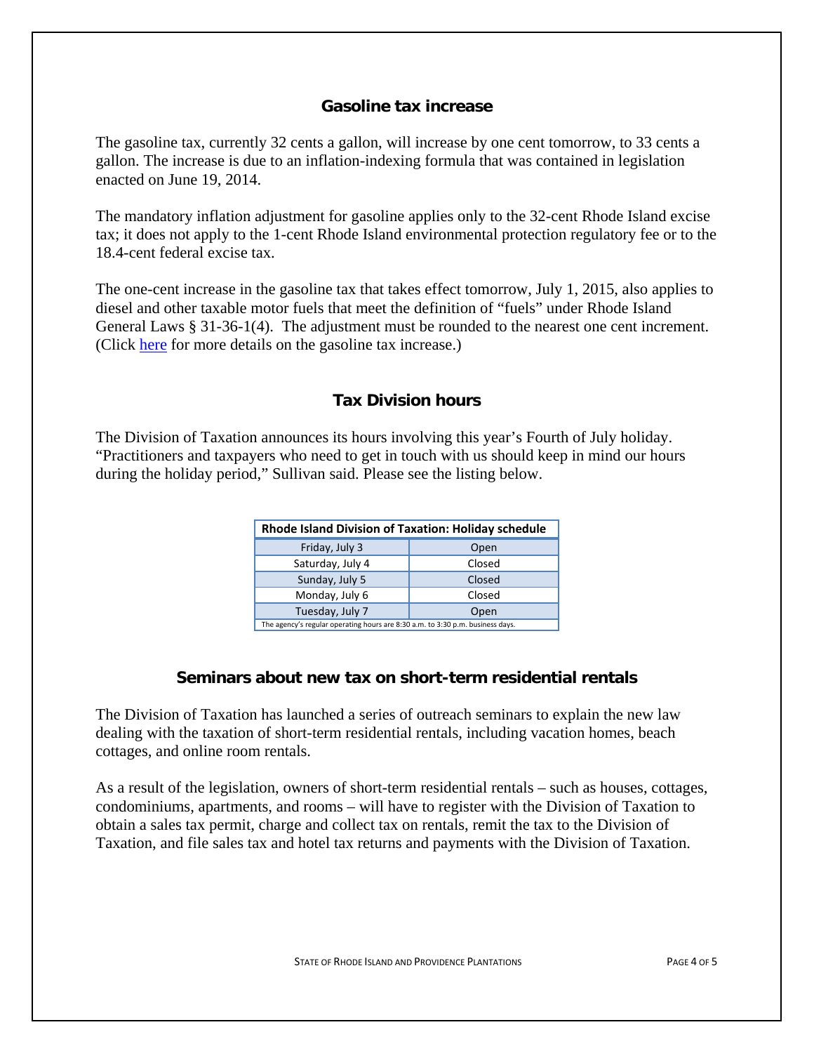## Gasoline tax increase

The gasoline tax, currently 32 cents a gallon, will increase by one cent tomorrow, to 33 cents a gallon. The increase is due to an inflation-indexing formula that was contained in legislation enacted on June 19, 2014.

The mandatory inflation adjustment for gasoline applies only to the 32-cent Rhode Island excise tax; it does not apply to the 1-cent Rhode Island environmental protection regulatory fee or to the 18.4-cent federal excise tax.

The one-cent increase in the gasoline tax that takes effect tomorrow, July 1, 2015, also applies to diesel and other taxable motor fuels that meet the definition of "fuels" under Rhode Island General Laws § 31-36-1(4). The adjustment must be rounded to the nearest one cent increment. (Click here for more details on the gasoline tax increase.)

## Tax Division hours

The Division of Taxation announces its hours involving this year's Fourth of July holiday. "Practitioners and taxpayers who need to get in touch with us should keep in mind our hours during the holiday period," Sullivan said. Please see the listing below.

| Rhode Island Division of Taxation: Holiday schedule | |
|---|---|
| Friday, July 3 | Open |
| Saturday, July 4 | Closed |
| Sunday, July 5 | Closed |
| Monday, July 6 | Closed |
| Tuesday, July 7 | Open |
| The agency's regular operating hours are 8:30 a.m. to 3:30 p.m. business days. | |

## Seminars about new tax on short-term residential rentals

The Division of Taxation has launched a series of outreach seminars to explain the new law dealing with the taxation of short-term residential rentals, including vacation homes, beach cottages, and online room rentals.

As a result of the legislation, owners of short-term residential rentals – such as houses, cottages, condominiums, apartments, and rooms – will have to register with the Division of Taxation to obtain a sales tax permit, charge and collect tax on rentals, remit the tax to the Division of Taxation, and file sales tax and hotel tax returns and payments with the Division of Taxation.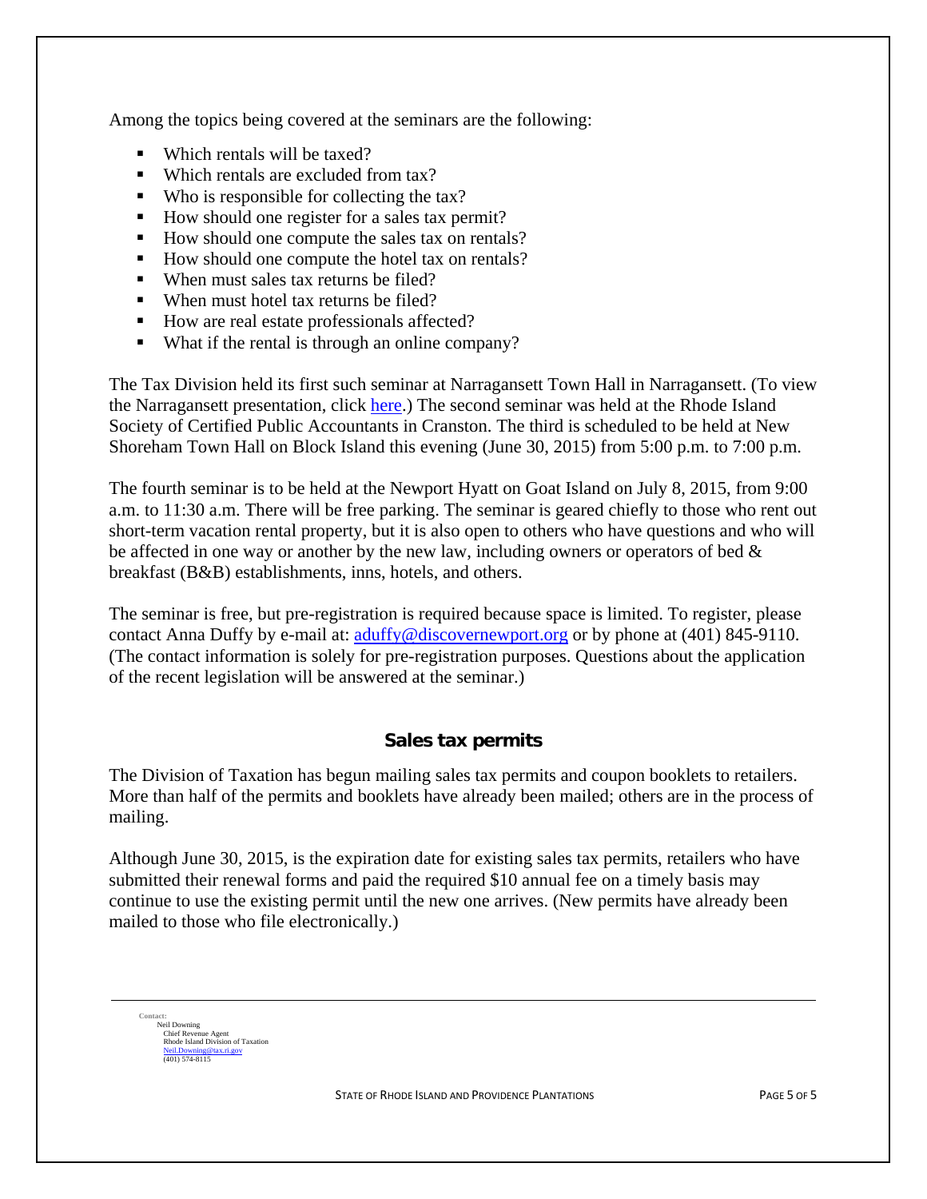Among the topics being covered at the seminars are the following:

- Which rentals will be taxed?
- Which rentals are excluded from tax?
- Who is responsible for collecting the tax?
- How should one register for a sales tax permit?
- How should one compute the sales tax on rentals?
- How should one compute the hotel tax on rentals?
- When must sales tax returns be filed?
- When must hotel tax returns be filed?
- How are real estate professionals affected?
- What if the rental is through an online company?

The Tax Division held its first such seminar at Narragansett Town Hall in Narragansett. (To view the Narragansett presentation, click here.) The second seminar was held at the Rhode Island Society of Certified Public Accountants in Cranston. The third is scheduled to be held at New Shoreham Town Hall on Block Island this evening (June 30, 2015) from 5:00 p.m. to 7:00 p.m.

The fourth seminar is to be held at the Newport Hyatt on Goat Island on July 8, 2015, from 9:00 a.m. to 11:30 a.m. There will be free parking. The seminar is geared chiefly to those who rent out short-term vacation rental property, but it is also open to others who have questions and who will be affected in one way or another by the new law, including owners or operators of bed & breakfast (B&B) establishments, inns, hotels, and others.

The seminar is free, but pre-registration is required because space is limited. To register, please contact Anna Duffy by e-mail at: aduffy@discovernewport.org or by phone at (401) 845-9110. (The contact information is solely for pre-registration purposes. Questions about the application of the recent legislation will be answered at the seminar.)

## Sales tax permits

The Division of Taxation has begun mailing sales tax permits and coupon booklets to retailers. More than half of the permits and booklets have already been mailed; others are in the process of mailing.

Although June 30, 2015, is the expiration date for existing sales tax permits, retailers who have submitted their renewal forms and paid the required $10 annual fee on a timely basis may continue to use the existing permit until the new one arrives. (New permits have already been mailed to those who file electronically.)

---

**Contact:**
Neil Downing
Chief Revenue Agent
Rhode Island Division of Taxation
Neil.Downing@tax.ri.gov
(401) 574-8115